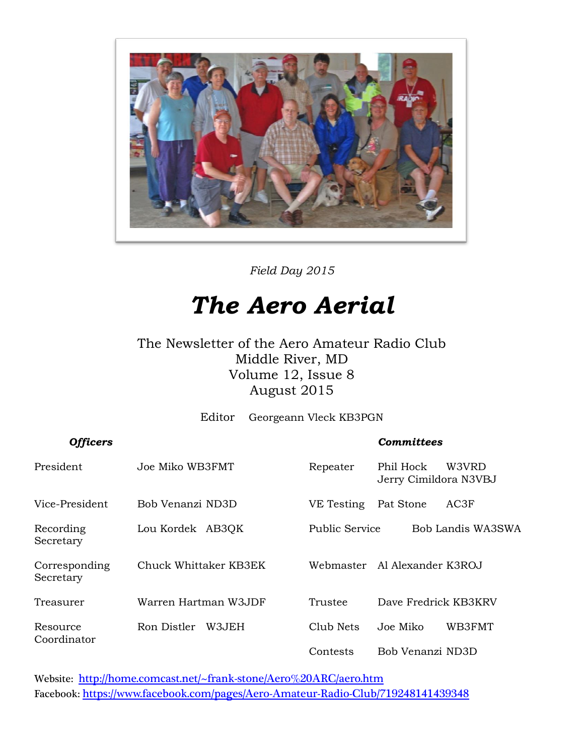*Field Day 2015*

# *The Aero Aerial*

The Newsletter of the Aero Amateur Radio Club
Middle River, MD
Volume 12, Issue 8
August 2015

Editor Georgeann Vleck KB3PGN

***Officers***

| | |
|---|---|
| President | Joe Miko WB3FMT |
| Vice-President | Bob Venanzi ND3D |
| Recording Secretary | Lou Kordek AB3QK |
| Corresponding Secretary | Chuck Whittaker KB3EK |
| Treasurer | Warren Hartman W3JDF |
| Resource Coordinator | Ron Distler W3JEH |

***Committees***

| | |
|---|---|
| Repeater | Phil Hock W3VRD<br>Jerry Cimildora N3VBJ |
| VE Testing | Pat Stone AC3F |
| Public Service | Bob Landis WA3SWA |
| Webmaster | Al Alexander K3ROJ |
| Trustee | Dave Fredrick KB3KRV |
| Club Nets | Joe Miko WB3FMT |
| Contests | Bob Venanzi ND3D |

Website: http://home.comcast.net/~frank-stone/Aero%20ARC/aero.htm
Facebook: https://www.facebook.com/pages/Aero-Amateur-Radio-Club/719248141439348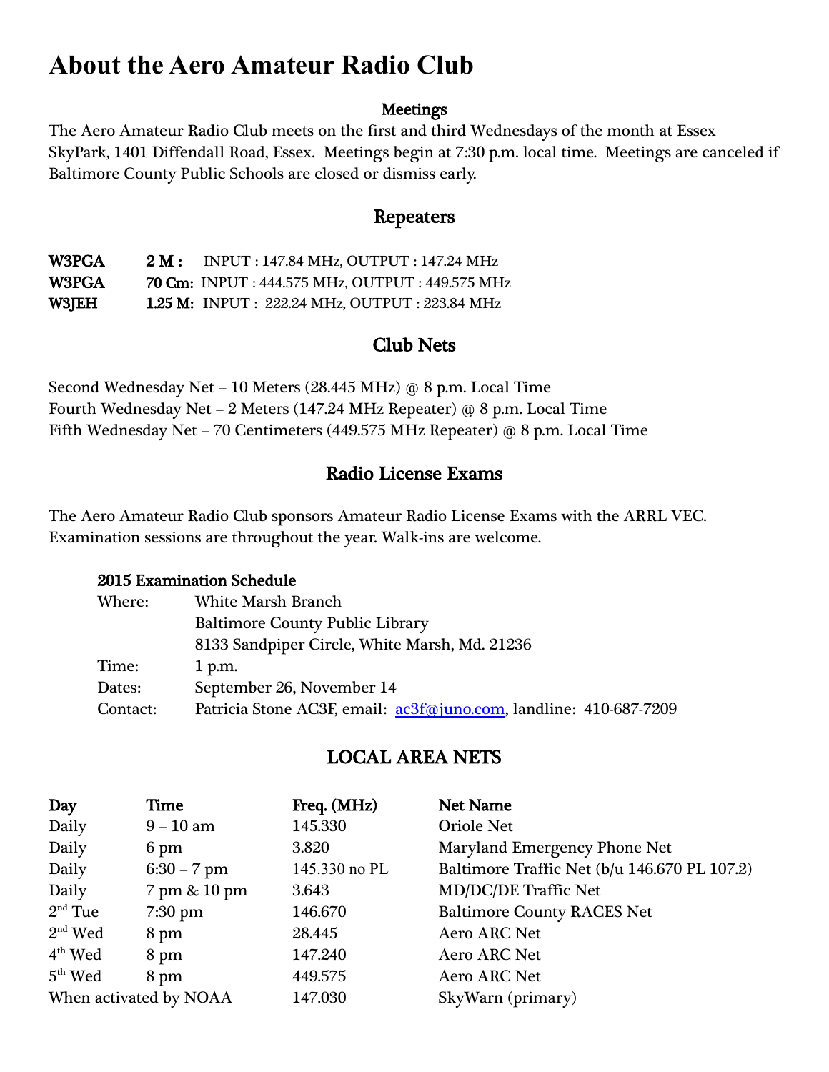# About the Aero Amateur Radio Club

## Meetings

The Aero Amateur Radio Club meets on the first and third Wednesdays of the month at Essex SkyPark, 1401 Diffendall Road, Essex. Meetings begin at 7:30 p.m. local time. Meetings are canceled if Baltimore County Public Schools are closed or dismiss early.

## Repeaters

| | | |
|---|---|---|
| **W3PGA** | **2 M :** | INPUT : 147.84 MHz, OUTPUT : 147.24 MHz |
| **W3PGA** | **70 Cm:** | INPUT : 444.575 MHz, OUTPUT : 449.575 MHz |
| **W3JEH** | **1.25 M:** | INPUT : 222.24 MHz, OUTPUT : 223.84 MHz |

## Club Nets

Second Wednesday Net – 10 Meters (28.445 MHz) @ 8 p.m. Local Time
Fourth Wednesday Net – 2 Meters (147.24 MHz Repeater) @ 8 p.m. Local Time
Fifth Wednesday Net – 70 Centimeters (449.575 MHz Repeater) @ 8 p.m. Local Time

## Radio License Exams

The Aero Amateur Radio Club sponsors Amateur Radio License Exams with the ARRL VEC. Examination sessions are throughout the year. Walk-ins are welcome.

**2015 Examination Schedule**

| | |
|---|---|
| Where: | White Marsh Branch<br>Baltimore County Public Library<br>8133 Sandpiper Circle, White Marsh, Md. 21236 |
| Time: | 1 p.m. |
| Dates: | September 26, November 14 |
| Contact: | Patricia Stone AC3F, email: ac3f@juno.com, landline: 410-687-7209 |

## LOCAL AREA NETS

| Day | Time | Freq. (MHz) | Net Name |
|---|---|---|---|
| Daily | 9 – 10 am | 145.330 | Oriole Net |
| Daily | 6 pm | 3.820 | Maryland Emergency Phone Net |
| Daily | 6:30 – 7 pm | 145.330 no PL | Baltimore Traffic Net (b/u 146.670 PL 107.2) |
| Daily | 7 pm & 10 pm | 3.643 | MD/DC/DE Traffic Net |
| 2nd Tue | 7:30 pm | 146.670 | Baltimore County RACES Net |
| 2nd Wed | 8 pm | 28.445 | Aero ARC Net |
| 4th Wed | 8 pm | 147.240 | Aero ARC Net |
| 5th Wed | 8 pm | 449.575 | Aero ARC Net |
| When activated by NOAA | | 147.030 | SkyWarn (primary) |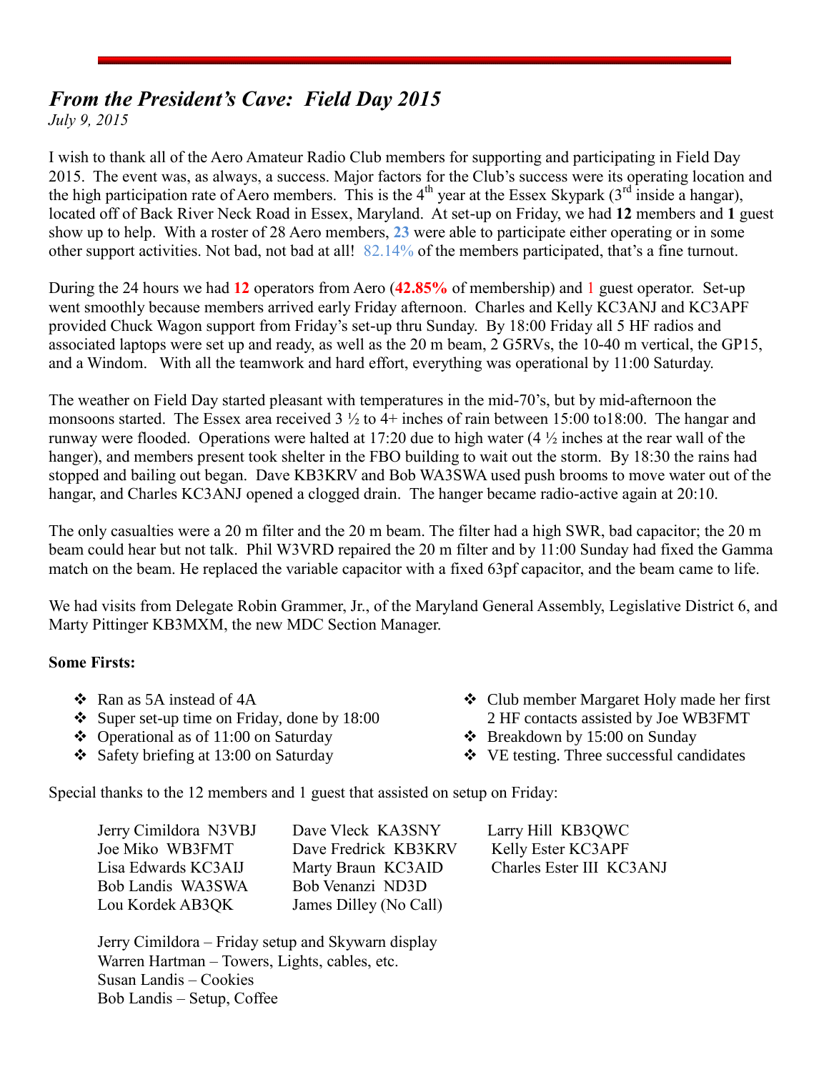## *From the President's Cave: Field Day 2015*

*July 9, 2015*

I wish to thank all of the Aero Amateur Radio Club members for supporting and participating in Field Day 2015. The event was, as always, a success. Major factors for the Club's success were its operating location and the high participation rate of Aero members. This is the 4th year at the Essex Skypark (3rd inside a hangar), located off of Back River Neck Road in Essex, Maryland. At set-up on Friday, we had **12** members and **1** guest show up to help. With a roster of 28 Aero members, **23** were able to participate either operating or in some other support activities. Not bad, not bad at all! 82.14% of the members participated, that's a fine turnout.

During the 24 hours we had **12** operators from Aero (**42.85%** of membership) and 1 guest operator. Set-up went smoothly because members arrived early Friday afternoon. Charles and Kelly KC3ANJ and KC3APF provided Chuck Wagon support from Friday's set-up thru Sunday. By 18:00 Friday all 5 HF radios and associated laptops were set up and ready, as well as the 20 m beam, 2 G5RVs, the 10-40 m vertical, the GP15, and a Windom. With all the teamwork and hard effort, everything was operational by 11:00 Saturday.

The weather on Field Day started pleasant with temperatures in the mid-70's, but by mid-afternoon the monsoons started. The Essex area received 3 ½ to 4+ inches of rain between 15:00 to18:00. The hangar and runway were flooded. Operations were halted at 17:20 due to high water (4 ½ inches at the rear wall of the hanger), and members present took shelter in the FBO building to wait out the storm. By 18:30 the rains had stopped and bailing out began. Dave KB3KRV and Bob WA3SWA used push brooms to move water out of the hangar, and Charles KC3ANJ opened a clogged drain. The hanger became radio-active again at 20:10.

The only casualties were a 20 m filter and the 20 m beam. The filter had a high SWR, bad capacitor; the 20 m beam could hear but not talk. Phil W3VRD repaired the 20 m filter and by 11:00 Sunday had fixed the Gamma match on the beam. He replaced the variable capacitor with a fixed 63pf capacitor, and the beam came to life.

We had visits from Delegate Robin Grammer, Jr., of the Maryland General Assembly, Legislative District 6, and Marty Pittinger KB3MXM, the new MDC Section Manager.

**Some Firsts:**

- Ran as 5A instead of 4A
- Super set-up time on Friday, done by 18:00
- Operational as of 11:00 on Saturday
- Safety briefing at 13:00 on Saturday
- Club member Margaret Holy made her first 2 HF contacts assisted by Joe WB3FMT
- Breakdown by 15:00 on Sunday
- VE testing. Three successful candidates

Special thanks to the 12 members and 1 guest that assisted on setup on Friday:

Jerry Cimildora N3VBJ
Joe Miko WB3FMT
Lisa Edwards KC3AIJ
Bob Landis WA3SWA
Lou Kordek AB3QK
Dave Vleck KA3SNY
Dave Fredrick KB3KRV
Marty Braun KC3AID
Bob Venanzi ND3D
James Dilley (No Call)
Larry Hill KB3QWC
Kelly Ester KC3APF
Charles Ester III KC3ANJ

Jerry Cimildora – Friday setup and Skywarn display
Warren Hartman – Towers, Lights, cables, etc.
Susan Landis – Cookies
Bob Landis – Setup, Coffee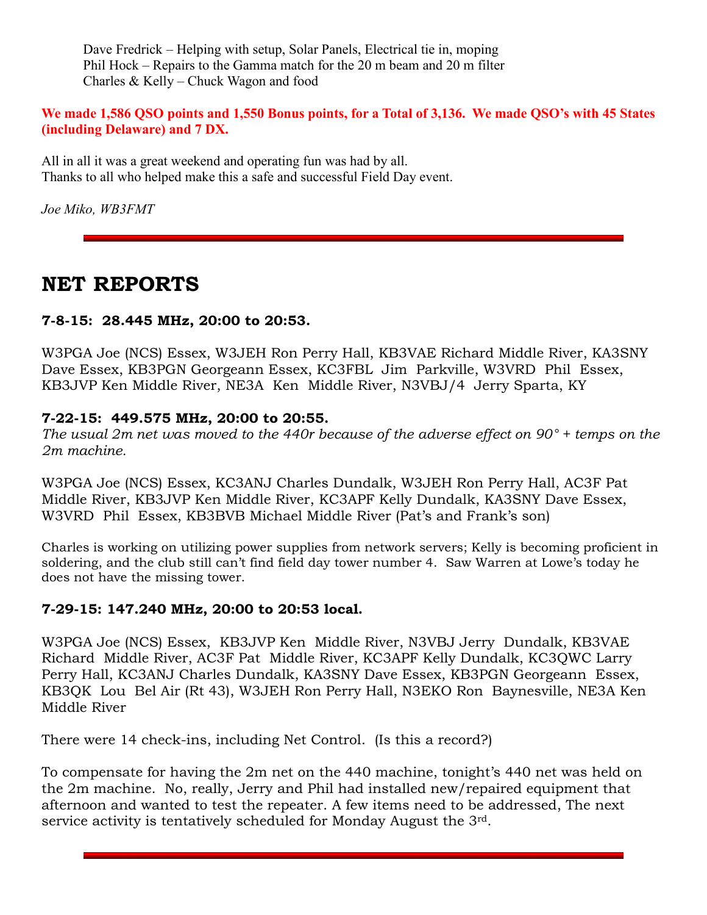Dave Fredrick – Helping with setup, Solar Panels, Electrical tie in, moping
Phil Hock – Repairs to the Gamma match for the 20 m beam and 20 m filter
Charles & Kelly – Chuck Wagon and food

**We made 1,586 QSO points and 1,550 Bonus points, for a Total of 3,136. We made QSO's with 45 States (including Delaware) and 7 DX.**

All in all it was a great weekend and operating fun was had by all.
Thanks to all who helped make this a safe and successful Field Day event.

*Joe Miko, WB3FMT*

---

# NET REPORTS

### 7-8-15: 28.445 MHz, 20:00 to 20:53.

W3PGA Joe (NCS) Essex, W3JEH Ron Perry Hall, KB3VAE Richard Middle River, KA3SNY Dave Essex, KB3PGN Georgeann Essex, KC3FBL Jim Parkville, W3VRD Phil Essex, KB3JVP Ken Middle River, NE3A Ken Middle River, N3VBJ/4 Jerry Sparta, KY

### 7-22-15: 449.575 MHz, 20:00 to 20:55.

*The usual 2m net was moved to the 440r because of the adverse effect on 90° + temps on the 2m machine.*

W3PGA Joe (NCS) Essex, KC3ANJ Charles Dundalk, W3JEH Ron Perry Hall, AC3F Pat Middle River, KB3JVP Ken Middle River, KC3APF Kelly Dundalk, KA3SNY Dave Essex, W3VRD Phil Essex, KB3BVB Michael Middle River (Pat's and Frank's son)

Charles is working on utilizing power supplies from network servers; Kelly is becoming proficient in soldering, and the club still can't find field day tower number 4. Saw Warren at Lowe's today he does not have the missing tower.

### 7-29-15: 147.240 MHz, 20:00 to 20:53 local.

W3PGA Joe (NCS) Essex, KB3JVP Ken Middle River, N3VBJ Jerry Dundalk, KB3VAE Richard Middle River, AC3F Pat Middle River, KC3APF Kelly Dundalk, KC3QWC Larry Perry Hall, KC3ANJ Charles Dundalk, KA3SNY Dave Essex, KB3PGN Georgeann Essex, KB3QK Lou Bel Air (Rt 43), W3JEH Ron Perry Hall, N3EKO Ron Baynesville, NE3A Ken Middle River

There were 14 check-ins, including Net Control. (Is this a record?)

To compensate for having the 2m net on the 440 machine, tonight's 440 net was held on the 2m machine. No, really, Jerry and Phil had installed new/repaired equipment that afternoon and wanted to test the repeater. A few items need to be addressed, The next service activity is tentatively scheduled for Monday August the 3rd.

---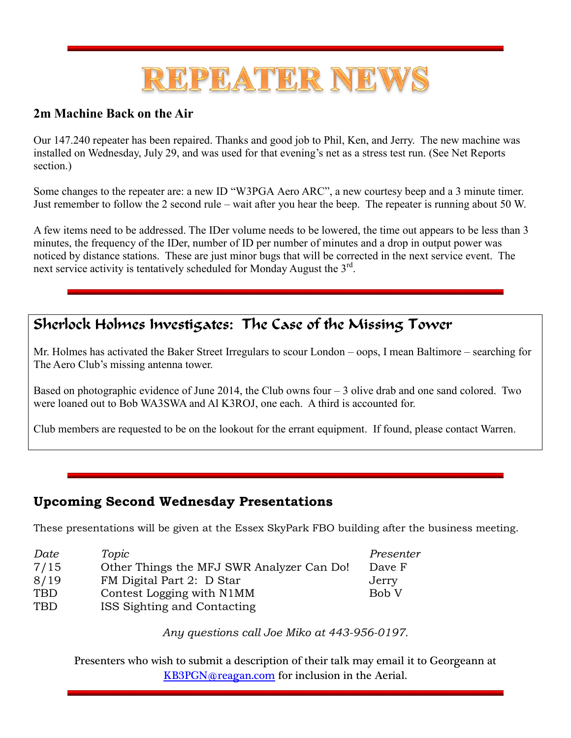# REPEATER NEWS

## 2m Machine Back on the Air

Our 147.240 repeater has been repaired. Thanks and good job to Phil, Ken, and Jerry. The new machine was installed on Wednesday, July 29, and was used for that evening's net as a stress test run. (See Net Reports section.)

Some changes to the repeater are: a new ID "W3PGA Aero ARC", a new courtesy beep and a 3 minute timer. Just remember to follow the 2 second rule – wait after you hear the beep. The repeater is running about 50 W.

A few items need to be addressed. The IDer volume needs to be lowered, the time out appears to be less than 3 minutes, the frequency of the IDer, number of ID per number of minutes and a drop in output power was noticed by distance stations. These are just minor bugs that will be corrected in the next service event. The next service activity is tentatively scheduled for Monday August the 3rd.

## Sherlock Holmes Investigates: The Case of the Missing Tower

Mr. Holmes has activated the Baker Street Irregulars to scour London – oops, I mean Baltimore – searching for The Aero Club's missing antenna tower.

Based on photographic evidence of June 2014, the Club owns four – 3 olive drab and one sand colored. Two were loaned out to Bob WA3SWA and Al K3ROJ, one each. A third is accounted for.

Club members are requested to be on the lookout for the errant equipment. If found, please contact Warren.

## Upcoming Second Wednesday Presentations

These presentations will be given at the Essex SkyPark FBO building after the business meeting.

| *Date* | *Topic* | *Presenter* |
|---|---|---|
| 7/15 | Other Things the MFJ SWR Analyzer Can Do! | Dave F |
| 8/19 | FM Digital Part 2: D Star | Jerry |
| TBD | Contest Logging with N1MM | Bob V |
| TBD | ISS Sighting and Contacting | |

*Any questions call Joe Miko at 443-956-0197.*

Presenters who wish to submit a description of their talk may email it to Georgeann at KB3PGN@reagan.com for inclusion in the Aerial.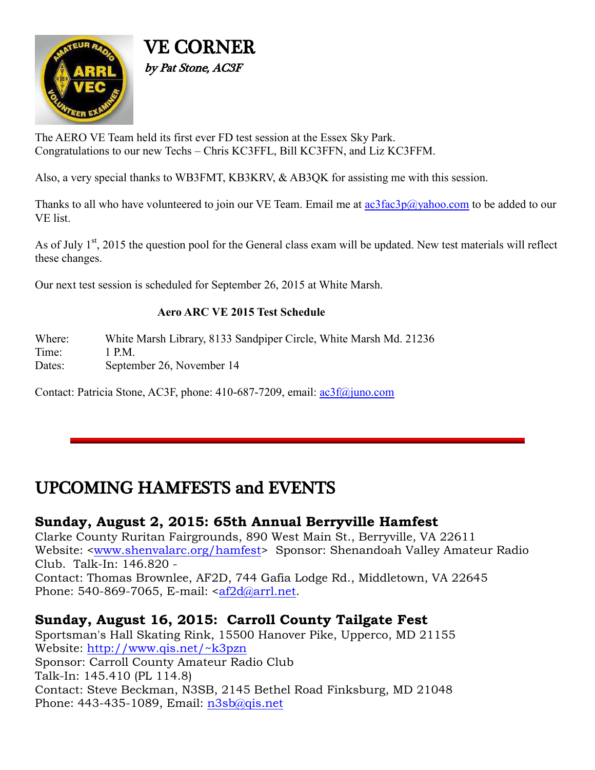# VE CORNER

*by Pat Stone, AC3F*

The AERO VE Team held its first ever FD test session at the Essex Sky Park.
Congratulations to our new Techs – Chris KC3FFL, Bill KC3FFN, and Liz KC3FFM.

Also, a very special thanks to WB3FMT, KB3KRV, & AB3QK for assisting me with this session.

Thanks to all who have volunteered to join our VE Team. Email me at ac3fac3p@yahoo.com to be added to our VE list.

As of July 1st, 2015 the question pool for the General class exam will be updated. New test materials will reflect these changes.

Our next test session is scheduled for September 26, 2015 at White Marsh.

**Aero ARC VE 2015 Test Schedule**

Where: White Marsh Library, 8133 Sandpiper Circle, White Marsh Md. 21236
Time: 1 P.M.
Dates: September 26, November 14

Contact: Patricia Stone, AC3F, phone: 410-687-7209, email: ac3f@juno.com

# UPCOMING HAMFESTS and EVENTS

### Sunday, August 2, 2015: 65th Annual Berryville Hamfest

Clarke County Ruritan Fairgrounds, 890 West Main St., Berryville, VA 22611
Website: <www.shenvalarc.org/hamfest> Sponsor: Shenandoah Valley Amateur Radio Club. Talk-In: 146.820 -
Contact: Thomas Brownlee, AF2D, 744 Gafia Lodge Rd., Middletown, VA 22645
Phone: 540-869-7065, E-mail: <af2d@arrl.net.

### Sunday, August 16, 2015: Carroll County Tailgate Fest

Sportsman's Hall Skating Rink, 15500 Hanover Pike, Upperco, MD 21155
Website: http://www.qis.net/~k3pzn
Sponsor: Carroll County Amateur Radio Club
Talk-In: 145.410 (PL 114.8)
Contact: Steve Beckman, N3SB, 2145 Bethel Road Finksburg, MD 21048
Phone: 443-435-1089, Email: n3sb@qis.net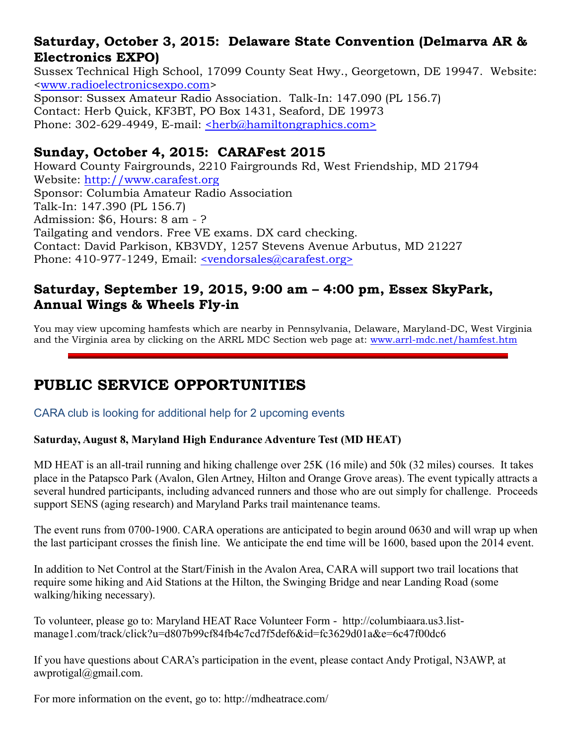### Saturday, October 3, 2015: Delaware State Convention (Delmarva AR & Electronics EXPO)

Sussex Technical High School, 17099 County Seat Hwy., Georgetown, DE 19947. Website: <www.radioelectronicsexpo.com>
Sponsor: Sussex Amateur Radio Association. Talk-In: 147.090 (PL 156.7)
Contact: Herb Quick, KF3BT, PO Box 1431, Seaford, DE 19973
Phone: 302-629-4949, E-mail: <herb@hamiltongraphics.com>

### Sunday, October 4, 2015: CARAFest 2015

Howard County Fairgrounds, 2210 Fairgrounds Rd, West Friendship, MD 21794
Website: http://www.carafest.org
Sponsor: Columbia Amateur Radio Association
Talk-In: 147.390 (PL 156.7)
Admission: $6, Hours: 8 am - ?
Tailgating and vendors. Free VE exams. DX card checking.
Contact: David Parkison, KB3VDY, 1257 Stevens Avenue Arbutus, MD 21227
Phone: 410-977-1249, Email: <vendorsales@carafest.org>

### Saturday, September 19, 2015, 9:00 am – 4:00 pm, Essex SkyPark, Annual Wings & Wheels Fly-in

You may view upcoming hamfests which are nearby in Pennsylvania, Delaware, Maryland-DC, West Virginia and the Virginia area by clicking on the ARRL MDC Section web page at: www.arrl-mdc.net/hamfest.htm

---

## PUBLIC SERVICE OPPORTUNITIES

CARA club is looking for additional help for 2 upcoming events

**Saturday, August 8, Maryland High Endurance Adventure Test (MD HEAT)**

MD HEAT is an all-trail running and hiking challenge over 25K (16 mile) and 50k (32 miles) courses. It takes place in the Patapsco Park (Avalon, Glen Artney, Hilton and Orange Grove areas). The event typically attracts a several hundred participants, including advanced runners and those who are out simply for challenge. Proceeds support SENS (aging research) and Maryland Parks trail maintenance teams.

The event runs from 0700-1900. CARA operations are anticipated to begin around 0630 and will wrap up when the last participant crosses the finish line. We anticipate the end time will be 1600, based upon the 2014 event.

In addition to Net Control at the Start/Finish in the Avalon Area, CARA will support two trail locations that require some hiking and Aid Stations at the Hilton, the Swinging Bridge and near Landing Road (some walking/hiking necessary).

To volunteer, please go to: Maryland HEAT Race Volunteer Form - http://columbiaara.us3.list-manage1.com/track/click?u=d807b99cf84fb4c7cd7f5def6&id=fc3629d01a&e=6c47f00dc6

If you have questions about CARA's participation in the event, please contact Andy Protigal, N3AWP, at awprotigal@gmail.com.

For more information on the event, go to: http://mdheatrace.com/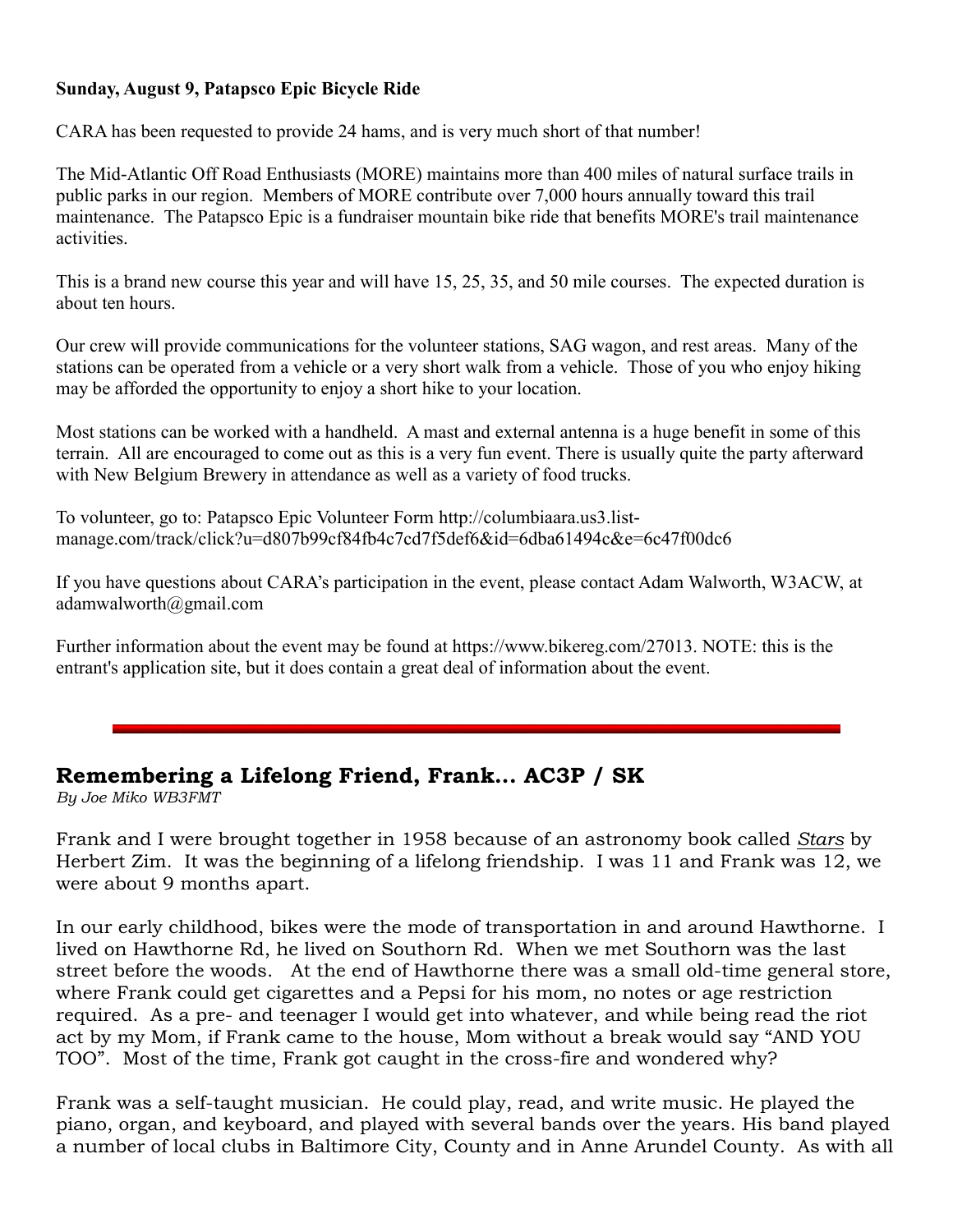**Sunday, August 9, Patapsco Epic Bicycle Ride**

CARA has been requested to provide 24 hams, and is very much short of that number!

The Mid-Atlantic Off Road Enthusiasts (MORE) maintains more than 400 miles of natural surface trails in public parks in our region. Members of MORE contribute over 7,000 hours annually toward this trail maintenance. The Patapsco Epic is a fundraiser mountain bike ride that benefits MORE's trail maintenance activities.

This is a brand new course this year and will have 15, 25, 35, and 50 mile courses. The expected duration is about ten hours.

Our crew will provide communications for the volunteer stations, SAG wagon, and rest areas. Many of the stations can be operated from a vehicle or a very short walk from a vehicle. Those of you who enjoy hiking may be afforded the opportunity to enjoy a short hike to your location.

Most stations can be worked with a handheld. A mast and external antenna is a huge benefit in some of this terrain. All are encouraged to come out as this is a very fun event. There is usually quite the party afterward with New Belgium Brewery in attendance as well as a variety of food trucks.

To volunteer, go to: Patapsco Epic Volunteer Form http://columbiaara.us3.list-manage.com/track/click?u=d807b99cf84fb4c7cd7f5def6&id=6dba61494c&e=6c47f00dc6

If you have questions about CARA's participation in the event, please contact Adam Walworth, W3ACW, at adamwalworth@gmail.com

Further information about the event may be found at https://www.bikereg.com/27013. NOTE: this is the entrant's application site, but it does contain a great deal of information about the event.

---

## Remembering a Lifelong Friend, Frank... AC3P / SK

*By Joe Miko WB3FMT*

Frank and I were brought together in 1958 because of an astronomy book called *Stars* by Herbert Zim. It was the beginning of a lifelong friendship. I was 11 and Frank was 12, we were about 9 months apart.

In our early childhood, bikes were the mode of transportation in and around Hawthorne. I lived on Hawthorne Rd, he lived on Southorn Rd. When we met Southorn was the last street before the woods. At the end of Hawthorne there was a small old-time general store, where Frank could get cigarettes and a Pepsi for his mom, no notes or age restriction required. As a pre- and teenager I would get into whatever, and while being read the riot act by my Mom, if Frank came to the house, Mom without a break would say "AND YOU TOO". Most of the time, Frank got caught in the cross-fire and wondered why?

Frank was a self-taught musician. He could play, read, and write music. He played the piano, organ, and keyboard, and played with several bands over the years. His band played a number of local clubs in Baltimore City, County and in Anne Arundel County. As with all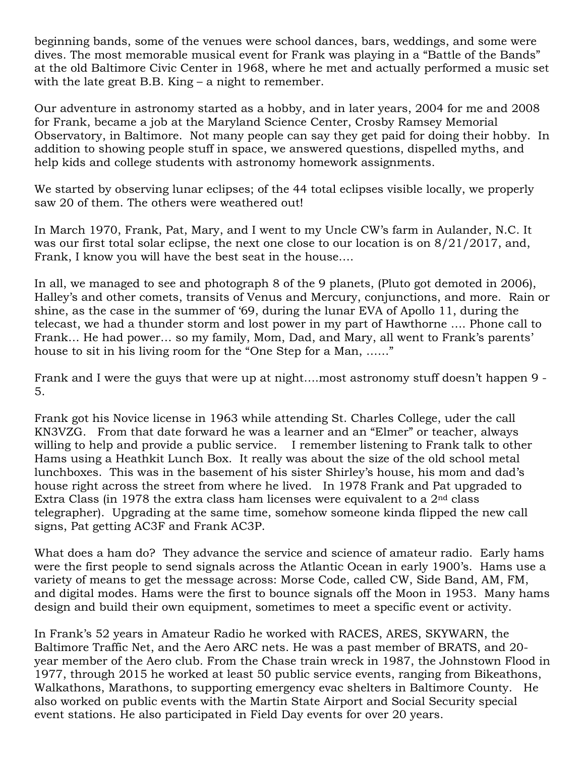beginning bands, some of the venues were school dances, bars, weddings, and some were dives. The most memorable musical event for Frank was playing in a "Battle of the Bands" at the old Baltimore Civic Center in 1968, where he met and actually performed a music set with the late great B.B. King – a night to remember.

Our adventure in astronomy started as a hobby, and in later years, 2004 for me and 2008 for Frank, became a job at the Maryland Science Center, Crosby Ramsey Memorial Observatory, in Baltimore. Not many people can say they get paid for doing their hobby. In addition to showing people stuff in space, we answered questions, dispelled myths, and help kids and college students with astronomy homework assignments.

We started by observing lunar eclipses; of the 44 total eclipses visible locally, we properly saw 20 of them. The others were weathered out!

In March 1970, Frank, Pat, Mary, and I went to my Uncle CW's farm in Aulander, N.C. It was our first total solar eclipse, the next one close to our location is on 8/21/2017, and, Frank, I know you will have the best seat in the house….

In all, we managed to see and photograph 8 of the 9 planets, (Pluto got demoted in 2006), Halley's and other comets, transits of Venus and Mercury, conjunctions, and more. Rain or shine, as the case in the summer of '69, during the lunar EVA of Apollo 11, during the telecast, we had a thunder storm and lost power in my part of Hawthorne …. Phone call to Frank… He had power… so my family, Mom, Dad, and Mary, all went to Frank's parents' house to sit in his living room for the "One Step for a Man, ……"

Frank and I were the guys that were up at night….most astronomy stuff doesn't happen 9 - 5.

Frank got his Novice license in 1963 while attending St. Charles College, uder the call KN3VZG. From that date forward he was a learner and an "Elmer" or teacher, always willing to help and provide a public service. I remember listening to Frank talk to other Hams using a Heathkit Lunch Box. It really was about the size of the old school metal lunchboxes. This was in the basement of his sister Shirley's house, his mom and dad's house right across the street from where he lived. In 1978 Frank and Pat upgraded to Extra Class (in 1978 the extra class ham licenses were equivalent to a 2nd class telegrapher). Upgrading at the same time, somehow someone kinda flipped the new call signs, Pat getting AC3F and Frank AC3P.

What does a ham do? They advance the service and science of amateur radio. Early hams were the first people to send signals across the Atlantic Ocean in early 1900's. Hams use a variety of means to get the message across: Morse Code, called CW, Side Band, AM, FM, and digital modes. Hams were the first to bounce signals off the Moon in 1953. Many hams design and build their own equipment, sometimes to meet a specific event or activity.

In Frank's 52 years in Amateur Radio he worked with RACES, ARES, SKYWARN, the Baltimore Traffic Net, and the Aero ARC nets. He was a past member of BRATS, and 20-year member of the Aero club. From the Chase train wreck in 1987, the Johnstown Flood in 1977, through 2015 he worked at least 50 public service events, ranging from Bikeathons, Walkathons, Marathons, to supporting emergency evac shelters in Baltimore County. He also worked on public events with the Martin State Airport and Social Security special event stations. He also participated in Field Day events for over 20 years.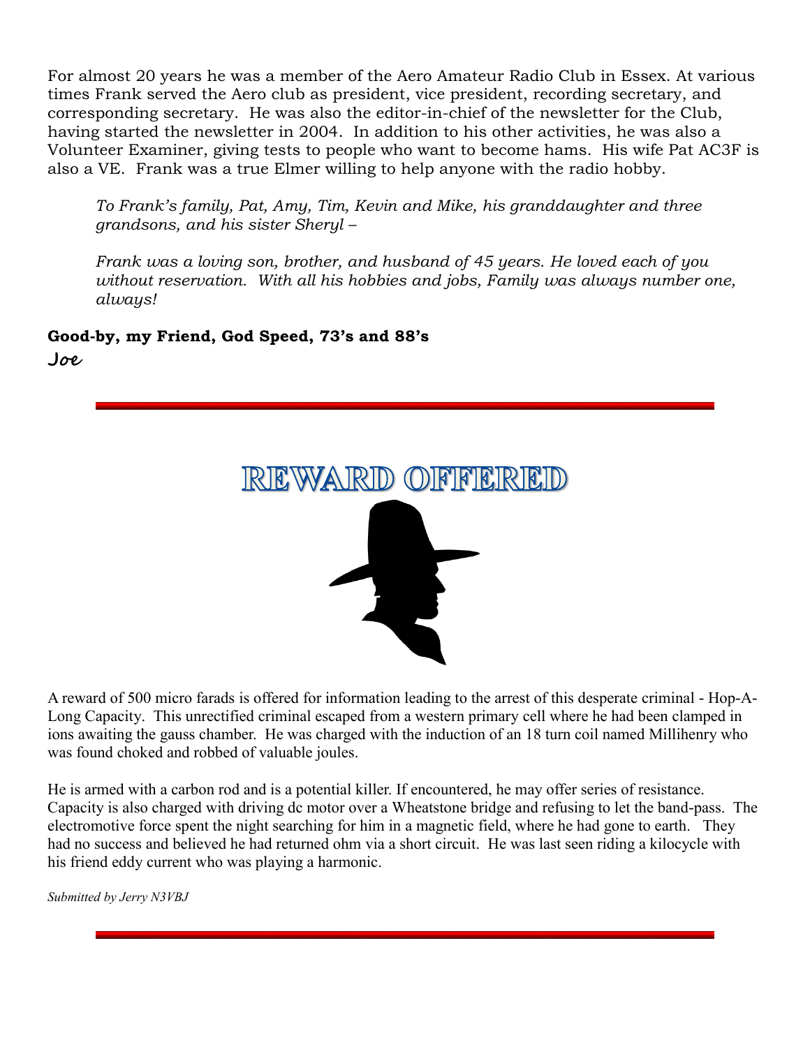For almost 20 years he was a member of the Aero Amateur Radio Club in Essex. At various times Frank served the Aero club as president, vice president, recording secretary, and corresponding secretary. He was also the editor-in-chief of the newsletter for the Club, having started the newsletter in 2004. In addition to his other activities, he was also a Volunteer Examiner, giving tests to people who want to become hams. His wife Pat AC3F is also a VE. Frank was a true Elmer willing to help anyone with the radio hobby.

> *To Frank's family, Pat, Amy, Tim, Kevin and Mike, his granddaughter and three grandsons, and his sister Sheryl –*
>
> *Frank was a loving son, brother, and husband of 45 years. He loved each of you without reservation. With all his hobbies and jobs, Family was always number one, always!*

**Good-by, my Friend, God Speed, 73's and 88's**

Joe

---

# REWARD OFFERED

A reward of 500 micro farads is offered for information leading to the arrest of this desperate criminal - Hop-A-Long Capacity. This unrectified criminal escaped from a western primary cell where he had been clamped in ions awaiting the gauss chamber. He was charged with the induction of an 18 turn coil named Millihenry who was found choked and robbed of valuable joules.

He is armed with a carbon rod and is a potential killer. If encountered, he may offer series of resistance. Capacity is also charged with driving dc motor over a Wheatstone bridge and refusing to let the band-pass. The electromotive force spent the night searching for him in a magnetic field, where he had gone to earth. They had no success and believed he had returned ohm via a short circuit. He was last seen riding a kilocycle with his friend eddy current who was playing a harmonic.

*Submitted by Jerry N3VBJ*

---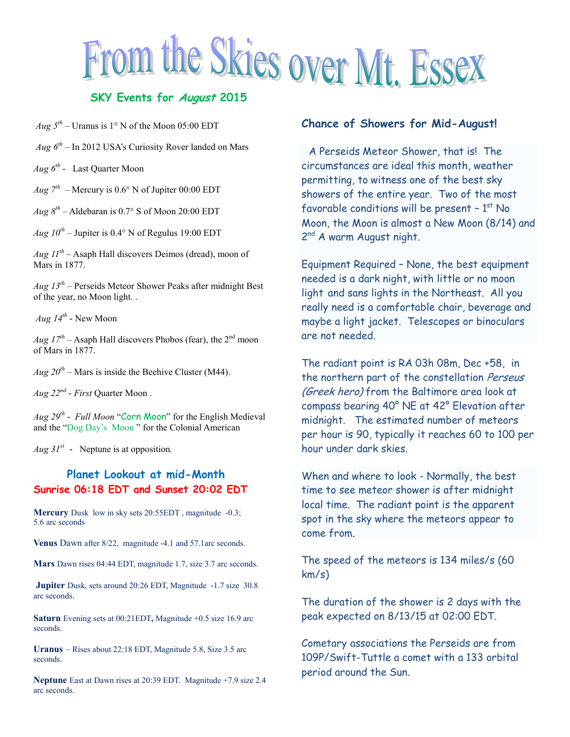# From the Skies over Mt. Essex

## SKY Events for *August* 2015

*Aug 5th* – Uranus is 1° N of the Moon 05:00 EDT

*Aug 6th* – In 2012 USA's Curiosity Rover landed on Mars

*Aug 6th* - Last Quarter Moon

*Aug 7th* – Mercury is 0.6° N of Jupiter 00:00 EDT

*Aug 8th* – Aldebaran is 0.7° S of Moon 20:00 EDT

*Aug 10th* – Jupiter is 0.4° N of Regulus 19:00 EDT

*Aug 11th* – Asaph Hall discovers Deimos (dread), moon of Mars in 1877.

*Aug 13th* – Perseids Meteor Shower Peaks after midnight Best of the year, no Moon light. .

*Aug 14th* - New Moon

*Aug 17th* – Asaph Hall discovers Phobos (fear), the 2nd moon of Mars in 1877.

*Aug 20th* – Mars is inside the Beehive Cluster (M44).

*Aug 22nd* - *First* Quarter Moon .

*Aug 29th* - *Full Moon* "Corn Moon" for the English Medieval and the "Dog Day's Moon " for the Colonial American

*Aug 31st* - Neptune is at opposition.

### Planet Lookout at mid-Month

**Sunrise 06:18 EDT and Sunset 20:02 EDT**

**Mercury** Dusk low in sky sets 20:55EDT , magnitude -0.3; 5.6 arc seconds

**Venus** Dawn after 8/22, magnitude -4.1 and 57.1arc seconds.

**Mars** Dawn rises 04:44 EDT, magnitude 1.7, size 3.7 arc seconds.

**Jupiter** Dusk, sets around 20:26 EDT, Magnitude -1.7 size 30.8 arc seconds.

**Saturn** Evening sets at 00:21EDT**,** Magnitude +0.5 size 16.9 arc seconds.

**Uranus** – Rises about 22:18 EDT, Magnitude 5.8, Size 3.5 arc seconds.

**Neptune** East at Dawn rises at 20:39 EDT. Magnitude +7.9 size 2.4 arc seconds.

## Chance of Showers for Mid-August!

A Perseids Meteor Shower, that is! The circumstances are ideal this month, weather permitting, to witness one of the best sky showers of the entire year. Two of the most favorable conditions will be present – 1st No Moon, the Moon is almost a New Moon (8/14) and 2nd A warm August night.

Equipment Required – None, the best equipment needed is a dark night, with little or no moon light and sans lights in the Northeast. All you really need is a comfortable chair, beverage and maybe a light jacket. Telescopes or binoculars are not needed.

The radiant point is RA 03h 08m, Dec +58, in the northern part of the constellation *Perseus (Greek hero)* from the Baltimore area look at compass bearing 40° NE at 42° Elevation after midnight. The estimated number of meteors per hour is 90, typically it reaches 60 to 100 per hour under dark skies.

When and where to look - Normally, the best time to see meteor shower is after midnight local time. The radiant point is the apparent spot in the sky where the meteors appear to come from.

The speed of the meteors is 134 miles/s (60 km/s)

The duration of the shower is 2 days with the peak expected on 8/13/15 at 02:00 EDT.

Cometary associations the Perseids are from 109P/Swift-Tuttle a comet with a 133 orbital period around the Sun.